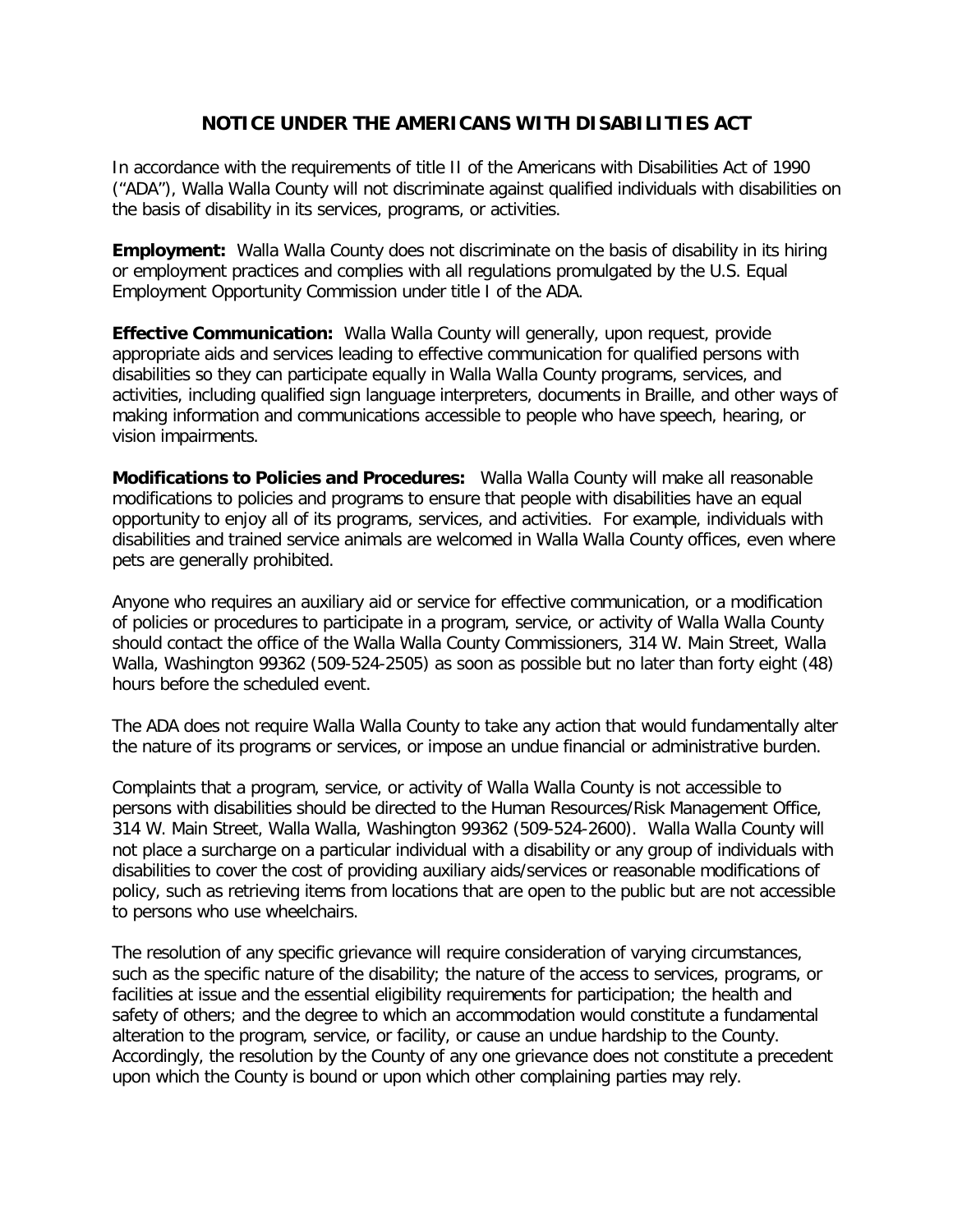# NOTICE UNDER THE AMERICANS WITH DISABILITIES ACT

In accordance with the requirements of title II of the Americans with Disabilities Act of 1990 ("ADA"), Walla Walla County will not discriminate against qualified individuals with disabilities on the basis of disability in its services, programs, or activities.

**Employment:** Walla Walla County does not discriminate on the basis of disability in its hiring or employment practices and complies with all regulations promulgated by the U.S. Equal Employment Opportunity Commission under title I of the ADA.

**Effective Communication:** Walla Walla County will generally, upon request, provide appropriate aids and services leading to effective communication for qualified persons with disabilities so they can participate equally in Walla Walla County programs, services, and activities, including qualified sign language interpreters, documents in Braille, and other ways of making information and communications accessible to people who have speech, hearing, or vision impairments.

**Modifications to Policies and Procedures:** Walla Walla County will make all reasonable modifications to policies and programs to ensure that people with disabilities have an equal opportunity to enjoy all of its programs, services, and activities. For example, individuals with disabilities and trained service animals are welcomed in Walla Walla County offices, even where pets are generally prohibited.

Anyone who requires an auxiliary aid or service for effective communication, or a modification of policies or procedures to participate in a program, service, or activity of Walla Walla County should contact the office of the Walla Walla County Commissioners, 314 W. Main Street, Walla Walla, Washington 99362 (509-524-2505) as soon as possible but no later than forty eight (48) hours before the scheduled event.

The ADA does not require Walla Walla County to take any action that would fundamentally alter the nature of its programs or services, or impose an undue financial or administrative burden.

Complaints that a program, service, or activity of Walla Walla County is not accessible to persons with disabilities should be directed to the Human Resources/Risk Management Office, 314 W. Main Street, Walla Walla, Washington 99362 (509-524-2600). Walla Walla County will not place a surcharge on a particular individual with a disability or any group of individuals with disabilities to cover the cost of providing auxiliary aids/services or reasonable modifications of policy, such as retrieving items from locations that are open to the public but are not accessible to persons who use wheelchairs.

The resolution of any specific grievance will require consideration of varying circumstances, such as the specific nature of the disability; the nature of the access to services, programs, or facilities at issue and the essential eligibility requirements for participation; the health and safety of others; and the degree to which an accommodation would constitute a fundamental alteration to the program, service, or facility, or cause an undue hardship to the County. Accordingly, the resolution by the County of any one grievance does not constitute a precedent upon which the County is bound or upon which other complaining parties may rely.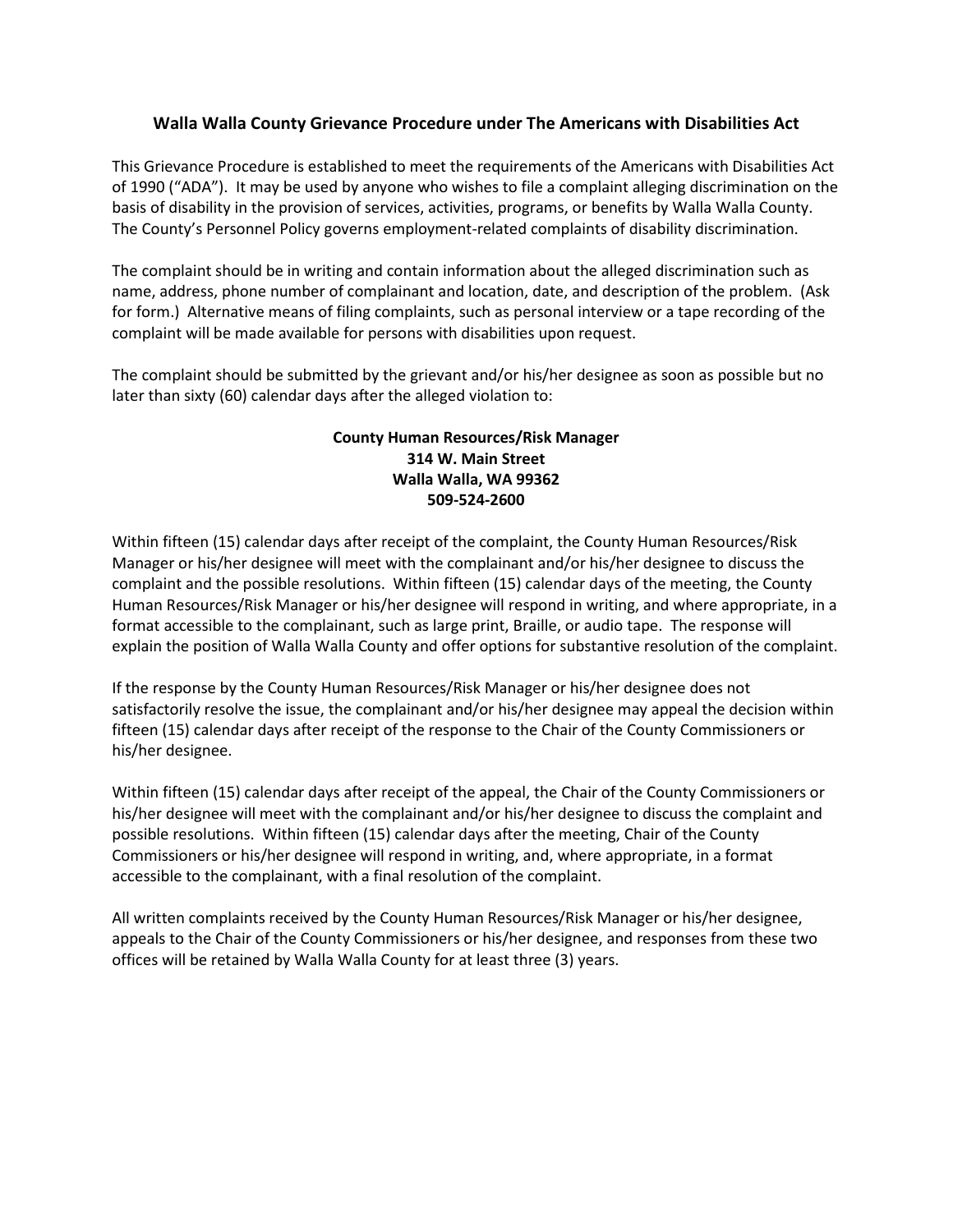## Walla Walla County Grievance Procedure under The Americans with Disabilities Act

This Grievance Procedure is established to meet the requirements of the Americans with Disabilities Act of 1990 ("ADA"). It may be used by anyone who wishes to file a complaint alleging discrimination on the basis of disability in the provision of services, activities, programs, or benefits by Walla Walla County. The County's Personnel Policy governs employment-related complaints of disability discrimination.

The complaint should be in writing and contain information about the alleged discrimination such as name, address, phone number of complainant and location, date, and description of the problem. (Ask for form.) Alternative means of filing complaints, such as personal interview or a tape recording of the complaint will be made available for persons with disabilities upon request.

The complaint should be submitted by the grievant and/or his/her designee as soon as possible but no later than sixty (60) calendar days after the alleged violation to:

**County Human Resources/Risk Manager**
**314 W. Main Street**
**Walla Walla, WA 99362**
**509-524-2600**

Within fifteen (15) calendar days after receipt of the complaint, the County Human Resources/Risk Manager or his/her designee will meet with the complainant and/or his/her designee to discuss the complaint and the possible resolutions. Within fifteen (15) calendar days of the meeting, the County Human Resources/Risk Manager or his/her designee will respond in writing, and where appropriate, in a format accessible to the complainant, such as large print, Braille, or audio tape. The response will explain the position of Walla Walla County and offer options for substantive resolution of the complaint.

If the response by the County Human Resources/Risk Manager or his/her designee does not satisfactorily resolve the issue, the complainant and/or his/her designee may appeal the decision within fifteen (15) calendar days after receipt of the response to the Chair of the County Commissioners or his/her designee.

Within fifteen (15) calendar days after receipt of the appeal, the Chair of the County Commissioners or his/her designee will meet with the complainant and/or his/her designee to discuss the complaint and possible resolutions. Within fifteen (15) calendar days after the meeting, Chair of the County Commissioners or his/her designee will respond in writing, and, where appropriate, in a format accessible to the complainant, with a final resolution of the complaint.

All written complaints received by the County Human Resources/Risk Manager or his/her designee, appeals to the Chair of the County Commissioners or his/her designee, and responses from these two offices will be retained by Walla Walla County for at least three (3) years.